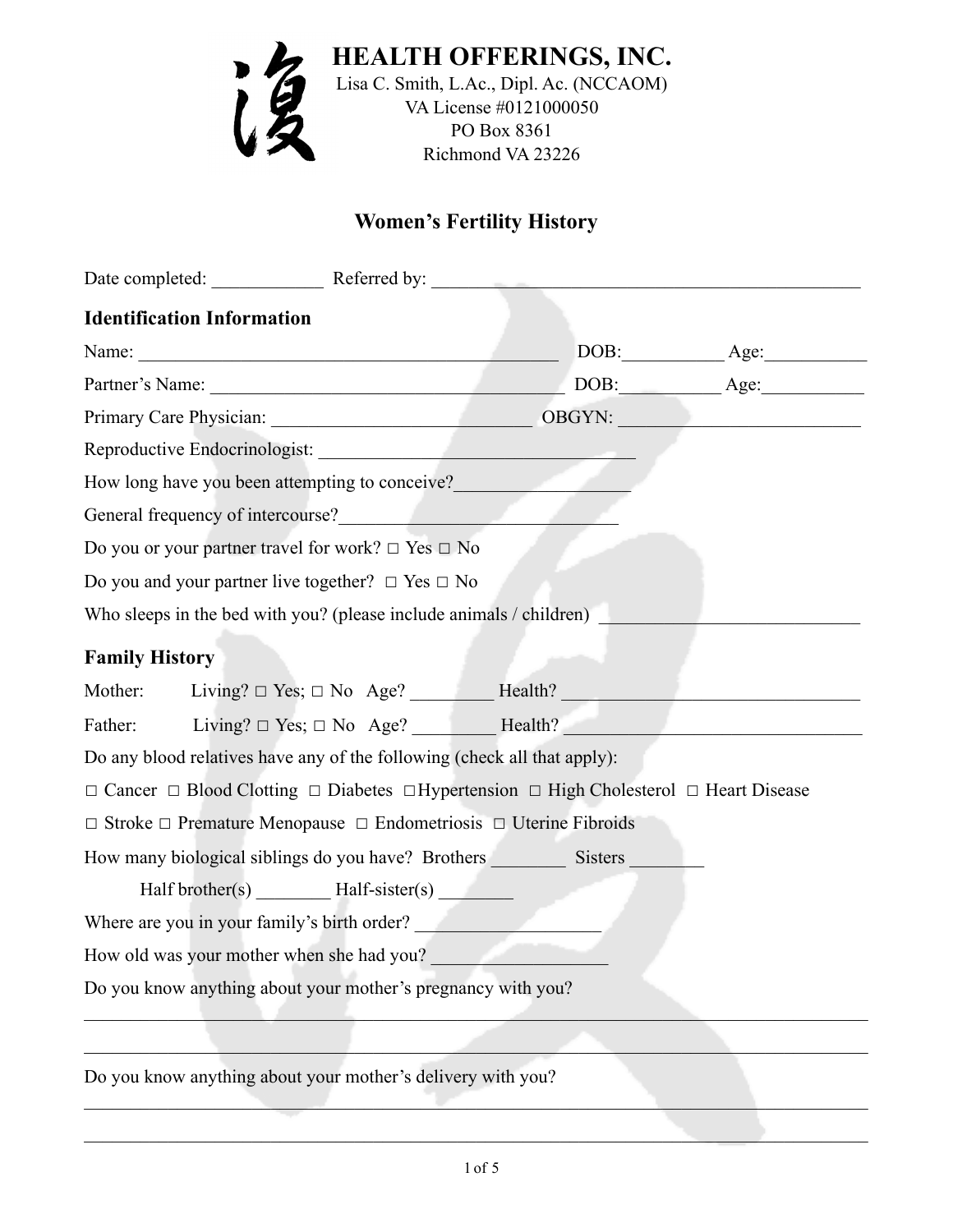# HEALTH OFFERINGS, INC.

Lisa C. Smith, L.Ac., Dipl. Ac. (NCCAOM)
VA License #0121000050
PO Box 8361
Richmond VA 23226

## Women's Fertility History

Date completed: ____________ Referred by: ______________________________________________

### Identification Information

Name: ______________________________________________ DOB:__________ Age:__________

Partner's Name: ______________________________________ DOB:__________ Age:__________

Primary Care Physician: ____________________________ OBGYN: _________________________

Reproductive Endocrinologist: __________________________________

How long have you been attempting to conceive?__________________

General frequency of intercourse?____________________________

Do you or your partner travel for work? □ Yes □ No

Do you and your partner live together? □ Yes □ No

Who sleeps in the bed with you? (please include animals / children) ___________________________

### Family History

Mother: Living? □ Yes; □ No Age? _________ Health? _______________________________

Father: Living? □ Yes; □ No Age? _________ Health? _______________________________

Do any blood relatives have any of the following (check all that apply):

□ Cancer □ Blood Clotting □ Diabetes □ Hypertension □ High Cholesterol □ Heart Disease

□ Stroke □ Premature Menopause □ Endometriosis □ Uterine Fibroids

How many biological siblings do you have? Brothers ________ Sisters ________

Half brother(s) ________ Half-sister(s) ________

Where are you in your family's birth order? ___________________

How old was your mother when she had you? ___________________

Do you know anything about your mother's pregnancy with you?

_____________________________________________________________________________________

_____________________________________________________________________________________

Do you know anything about your mother's delivery with you?

_____________________________________________________________________________________

_____________________________________________________________________________________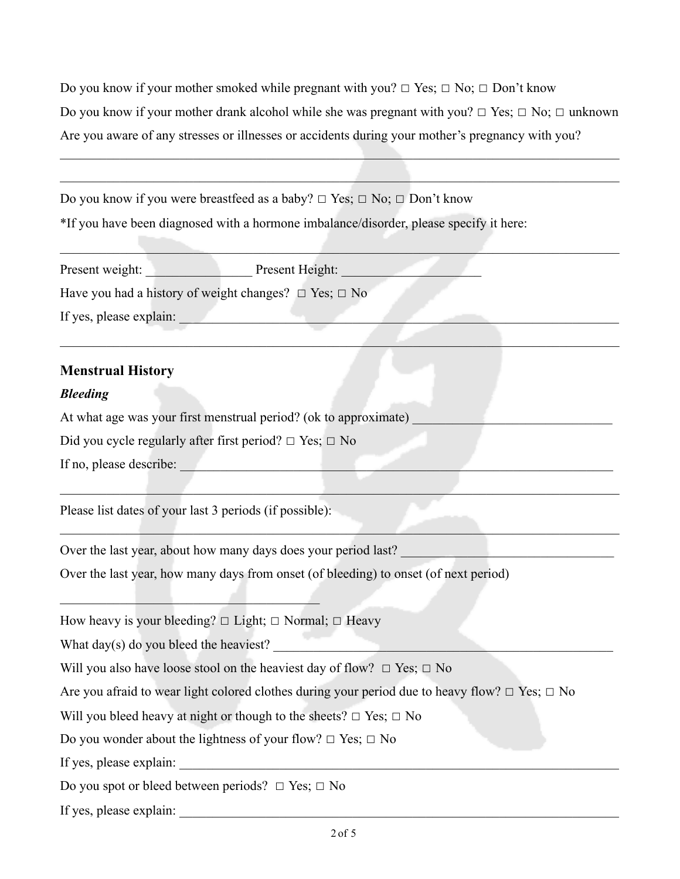Do you know if your mother smoked while pregnant with you? □ Yes; □ No; □ Don't know

Do you know if your mother drank alcohol while she was pregnant with you? □ Yes; □ No; □ unknown

Are you aware of any stresses or illnesses or accidents during your mother's pregnancy with you?

_______________________________________________________________________________

_______________________________________________________________________________

Do you know if you were breastfeed as a baby? □ Yes; □ No; □ Don't know

*If you have been diagnosed with a hormone imbalance/disorder, please specify it here:

_______________________________________________________________________________

Present weight: ________________ Present Height: ______________________

Have you had a history of weight changes? □ Yes; □ No

If yes, please explain: _____________________________________________________________

_______________________________________________________________________________

## Menstrual History

### *Bleeding*

At what age was your first menstrual period? (ok to approximate) ______________________________

Did you cycle regularly after first period? □ Yes; □ No

If no, please describe: _____________________________________________________________

_______________________________________________________________________________

Please list dates of your last 3 periods (if possible):

_______________________________________________________________________________

Over the last year, about how many days does your period last? _________________________________

Over the last year, how many days from onset (of bleeding) to onset (of next period)

________________________________________

How heavy is your bleeding? □ Light; □ Normal; □ Heavy

What day(s) do you bleed the heaviest? ______________________________________________________

Will you also have loose stool on the heaviest day of flow? □ Yes; □ No

Are you afraid to wear light colored clothes during your period due to heavy flow? □ Yes; □ No

Will you bleed heavy at night or though to the sheets? □ Yes; □ No

Do you wonder about the lightness of your flow? □ Yes; □ No

If yes, please explain: _____________________________________________________________

Do you spot or bleed between periods? □ Yes; □ No

If yes, please explain: _____________________________________________________________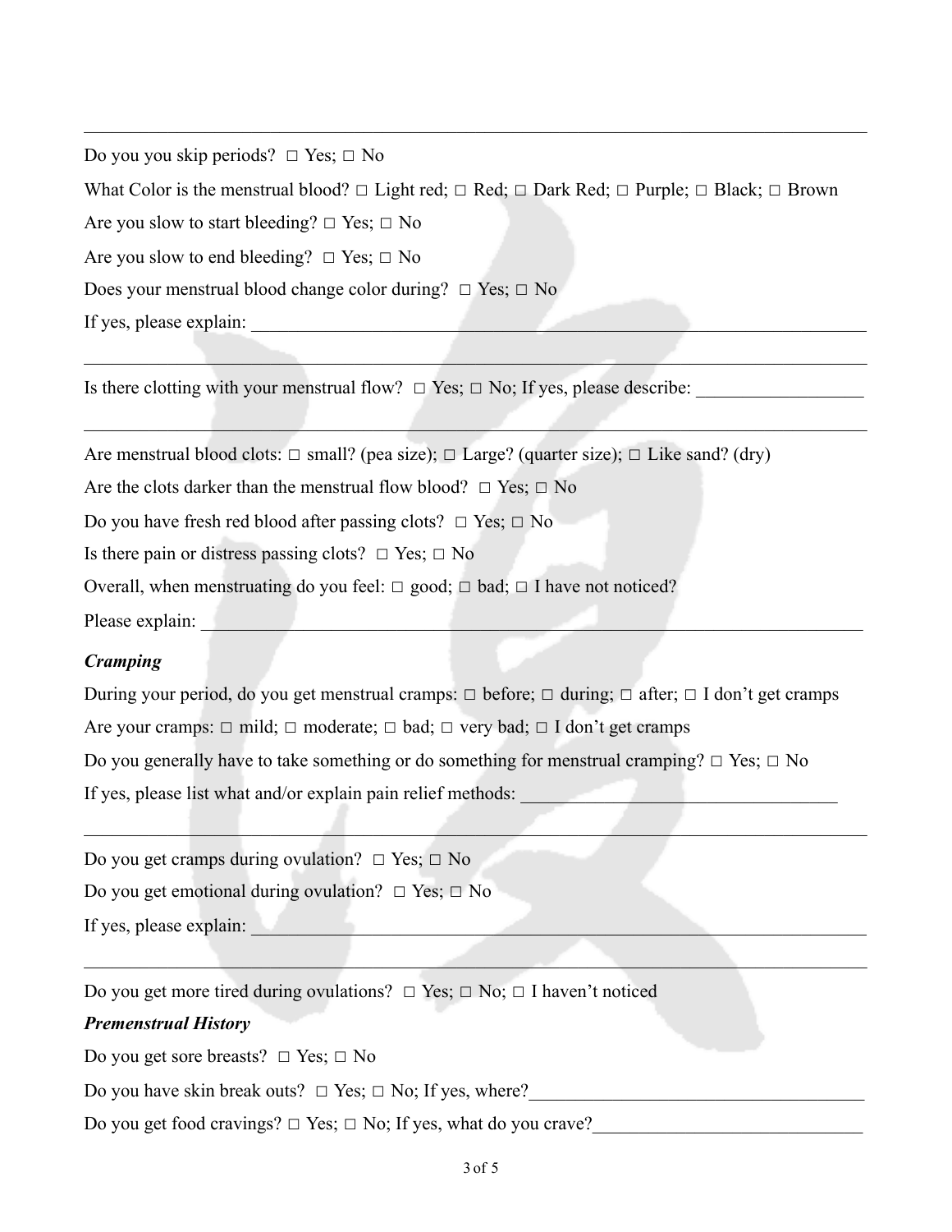Do you you skip periods?  □ Yes; □ No

What Color is the menstrual blood? □ Light red; □ Red; □ Dark Red; □ Purple; □ Black; □ Brown

Are you slow to start bleeding? □ Yes; □ No

Are you slow to end bleeding?  □ Yes; □ No

Does your menstrual blood change color during?  □ Yes; □ No

If yes, please explain: ______________________________________________________________________

______________________________________________________________________________

Is there clotting with your menstrual flow?  □ Yes; □ No; If yes, please describe: __________________

______________________________________________________________________________

Are menstrual blood clots: □ small? (pea size); □ Large? (quarter size); □ Like sand? (dry)

Are the clots darker than the menstrual flow blood?  □ Yes; □ No

Do you have fresh red blood after passing clots?  □ Yes; □ No

Is there pain or distress passing clots?  □ Yes; □ No

Overall, when menstruating do you feel: □ good; □ bad; □ I have not noticed?

Please explain: ________________________________________________________________________

### *Cramping*

During your period, do you get menstrual cramps: □ before; □ during; □ after; □ I don't get cramps

Are your cramps: □ mild; □ moderate; □ bad; □ very bad; □ I don't get cramps

Do you generally have to take something or do something for menstrual cramping? □ Yes; □ No

If yes, please list what and/or explain pain relief methods: ___________________________________

______________________________________________________________________________

Do you get cramps during ovulation?  □ Yes; □ No

Do you get emotional during ovulation?  □ Yes; □ No

If yes, please explain: ______________________________________________________________________

______________________________________________________________________________

Do you get more tired during ovulations?  □ Yes; □ No; □ I haven't noticed

### *Premenstrual History*

Do you get sore breasts?  □ Yes; □ No

Do you have skin break outs?  □ Yes; □ No; If yes, where?____________________________________

Do you get food cravings? □ Yes; □ No; If yes, what do you crave?_____________________________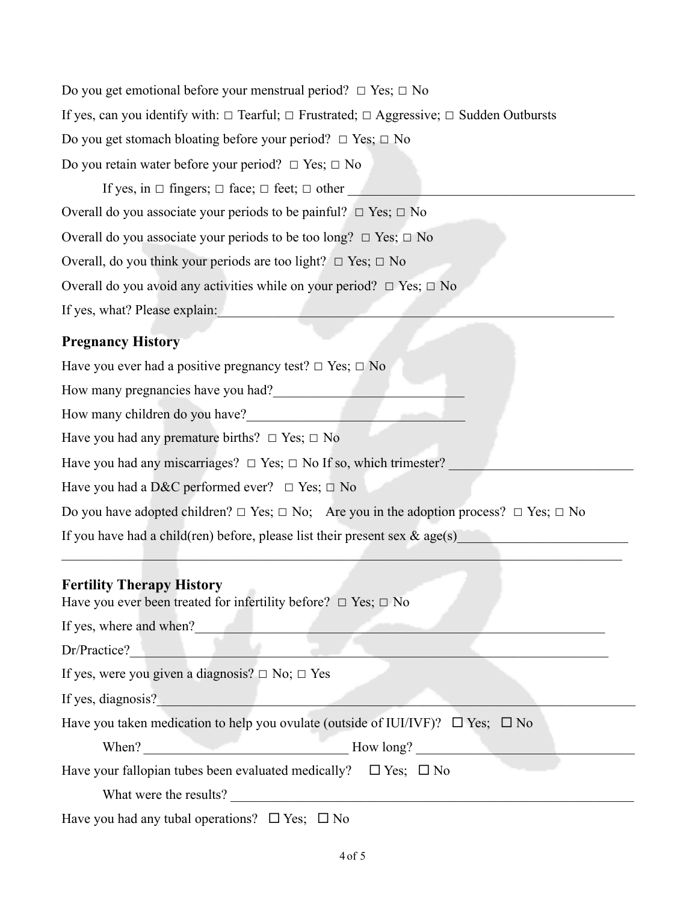Do you get emotional before your menstrual period? □ Yes; □ No

If yes, can you identify with: □ Tearful; □ Frustrated; □ Aggressive; □ Sudden Outbursts

Do you get stomach bloating before your period? □ Yes; □ No

Do you retain water before your period? □ Yes; □ No

If yes, in □ fingers; □ face; □ feet; □ other ____________________________________________

Overall do you associate your periods to be painful? □ Yes; □ No

Overall do you associate your periods to be too long? □ Yes; □ No

Overall, do you think your periods are too light? □ Yes; □ No

Overall do you avoid any activities while on your period? □ Yes; □ No

If yes, what? Please explain:____________________________________________________________

## Pregnancy History

Have you ever had a positive pregnancy test? □ Yes; □ No

How many pregnancies have you had?____________________________

How many children do you have?________________________________

Have you had any premature births? □ Yes; □ No

Have you had any miscarriages? □ Yes; □ No If so, which trimester? ___________________________

Have you had a D&C performed ever? □ Yes; □ No

Do you have adopted children? □ Yes; □ No; Are you in the adoption process? □ Yes; □ No

If you have had a child(ren) before, please list their present sex & age(s)________________________

_____________________________________________________________________________________

## Fertility Therapy History

Have you ever been treated for infertility before? □ Yes; □ No

If yes, where and when?______________________________________________________________

Dr/Practice?_________________________________________________________________________

If yes, were you given a diagnosis? □ No; □ Yes

If yes, diagnosis?______________________________________________________________________

Have you taken medication to help you ovulate (outside of IUI/IVF)? ☐ Yes; ☐ No

When? ______________________________ How long? _________________________________

Have your fallopian tubes been evaluated medically? ☐ Yes; ☐ No

What were the results? ______________________________________________________________

Have you had any tubal operations? ☐ Yes; ☐ No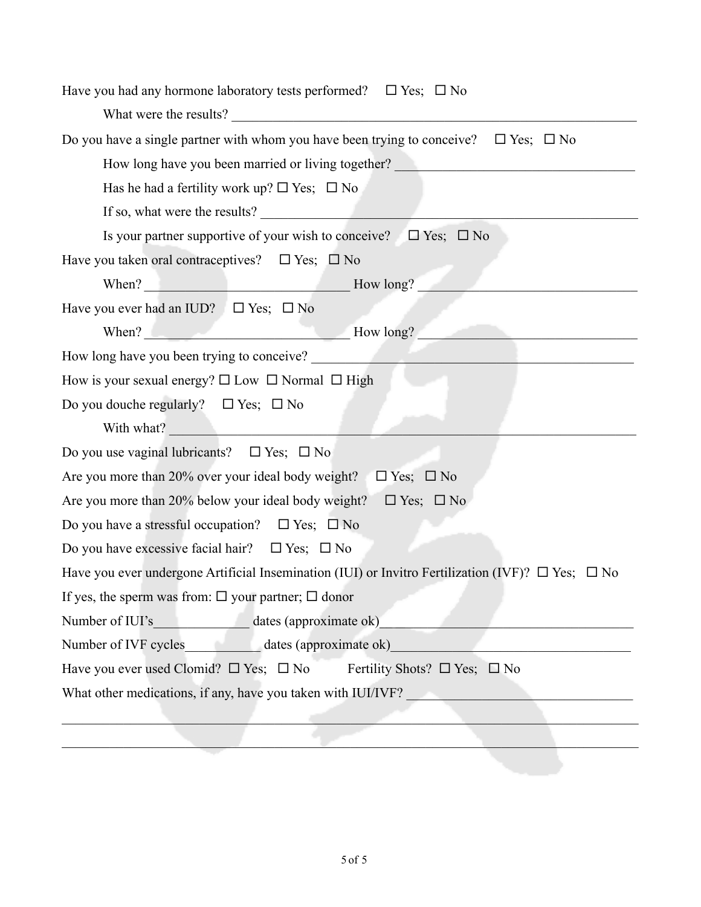Have you had any hormone laboratory tests performed? ☐ Yes; ☐ No

What were the results? ____________________________________________________________

Do you have a single partner with whom you have been trying to conceive? ☐ Yes; ☐ No

How long have you been married or living together? ____________________________________

Has he had a fertility work up? ☐ Yes; ☐ No

If so, what were the results? ____________________________________________________________

Is your partner supportive of your wish to conceive? ☐ Yes; ☐ No

Have you taken oral contraceptives? ☐ Yes; ☐ No

When? ______________________________ How long? ________________________________

Have you ever had an IUD? ☐ Yes; ☐ No

When? ______________________________ How long? ________________________________

How long have you been trying to conceive? ________________________________________________

How is your sexual energy? ☐ Low ☐ Normal ☐ High

Do you douche regularly? ☐ Yes; ☐ No

With what? ______________________________________________________________________

Do you use vaginal lubricants? ☐ Yes; ☐ No

Are you more than 20% over your ideal body weight? ☐ Yes; ☐ No

Are you more than 20% below your ideal body weight? ☐ Yes; ☐ No

Do you have a stressful occupation? ☐ Yes; ☐ No

Do you have excessive facial hair? ☐ Yes; ☐ No

Have you ever undergone Artificial Insemination (IUI) or Invitro Fertilization (IVF)? ☐ Yes; ☐ No

If yes, the sperm was from: ☐ your partner; ☐ donor

Number of IUI's______________ dates (approximate ok)______________________________________

Number of IVF cycles___________ dates (approximate ok)____________________________________

Have you ever used Clomid? ☐ Yes; ☐ No Fertility Shots? ☐ Yes; ☐ No

What other medications, if any, have you taken with IUI/IVF? ________________________________

________________________________________________________________________________________

________________________________________________________________________________________